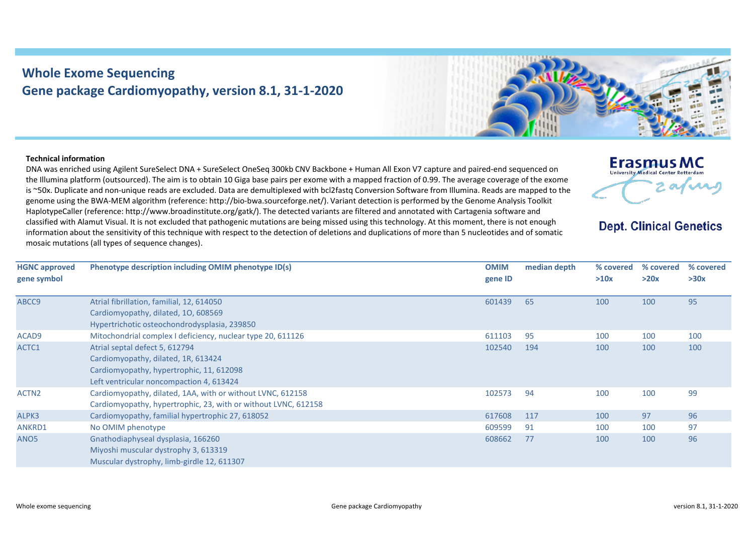# Whole Exome Sequencing
## Gene package Cardiomyopathy, version 8.1, 31-1-2020

Erasmus MC
University Medical Center Rotterdam

**Dept. Clinical Genetics**

**Technical information**

DNA was enriched using Agilent SureSelect DNA + SureSelect OneSeq 300kb CNV Backbone + Human All Exon V7 capture and paired-end sequenced on the Illumina platform (outsourced). The aim is to obtain 10 Giga base pairs per exome with a mapped fraction of 0.99. The average coverage of the exome is ~50x. Duplicate and non-unique reads are excluded. Data are demultiplexed with bcl2fastq Conversion Software from Illumina. Reads are mapped to the genome using the BWA-MEM algorithm (reference: http://bio-bwa.sourceforge.net/). Variant detection is performed by the Genome Analysis Toolkit HaplotypeCaller (reference: http://www.broadinstitute.org/gatk/). The detected variants are filtered and annotated with Cartagenia software and classified with Alamut Visual. It is not excluded that pathogenic mutations are being missed using this technology. At this moment, there is not enough information about the sensitivity of this technique with respect to the detection of deletions and duplications of more than 5 nucleotides and of somatic mosaic mutations (all types of sequence changes).

| HGNC approved gene symbol | Phenotype description including OMIM phenotype ID(s) | OMIM gene ID | median depth | % covered >10x | % covered >20x | % covered >30x |
|---|---|---|---|---|---|---|
| ABCC9 | Atrial fibrillation, familial, 12, 614050<br>Cardiomyopathy, dilated, 1O, 608569<br>Hypertrichotic osteochondrodysplasia, 239850 | 601439 | 65 | 100 | 100 | 95 |
| ACAD9 | Mitochondrial complex I deficiency, nuclear type 20, 611126 | 611103 | 95 | 100 | 100 | 100 |
| ACTC1 | Atrial septal defect 5, 612794<br>Cardiomyopathy, dilated, 1R, 613424<br>Cardiomyopathy, hypertrophic, 11, 612098<br>Left ventricular noncompaction 4, 613424 | 102540 | 194 | 100 | 100 | 100 |
| ACTN2 | Cardiomyopathy, dilated, 1AA, with or without LVNC, 612158<br>Cardiomyopathy, hypertrophic, 23, with or without LVNC, 612158 | 102573 | 94 | 100 | 100 | 99 |
| ALPK3 | Cardiomyopathy, familial hypertrophic 27, 618052 | 617608 | 117 | 100 | 97 | 96 |
| ANKRD1 | No OMIM phenotype | 609599 | 91 | 100 | 100 | 97 |
| ANO5 | Gnathodiaphyseal dysplasia, 166260<br>Miyoshi muscular dystrophy 3, 613319<br>Muscular dystrophy, limb-girdle 12, 611307 | 608662 | 77 | 100 | 100 | 96 |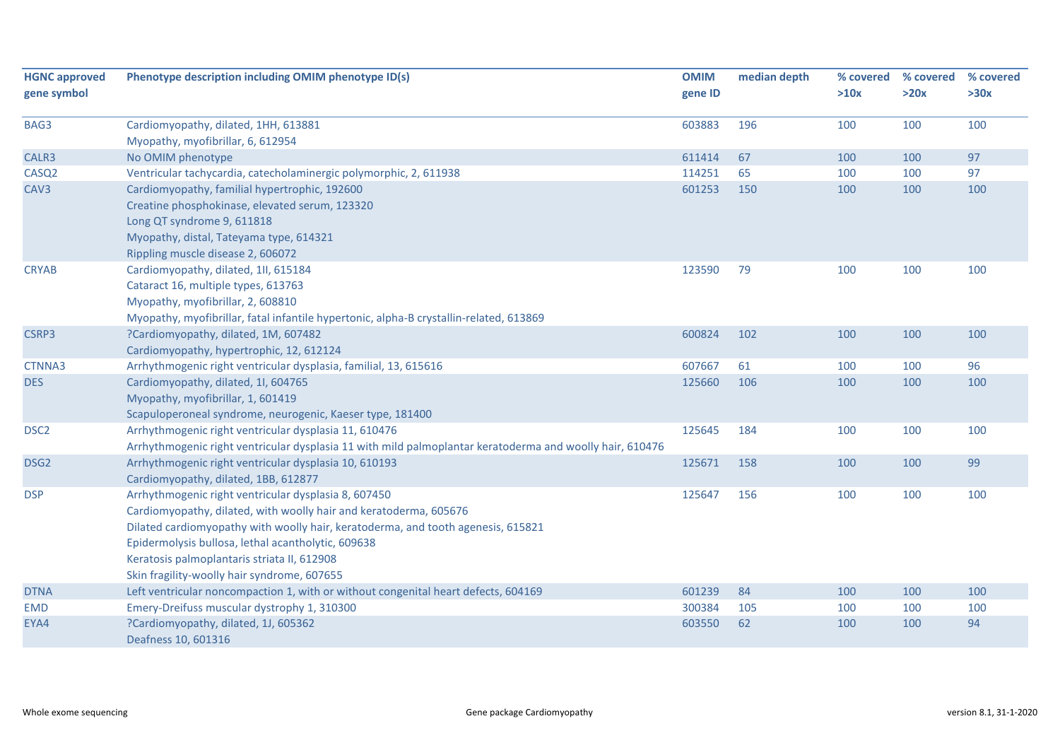| HGNC approved gene symbol | Phenotype description including OMIM phenotype ID(s) | OMIM gene ID | median depth | % covered >10x | % covered >20x | % covered >30x |
|---|---|---|---|---|---|---|
| BAG3 | Cardiomyopathy, dilated, 1HH, 613881<br>Myopathy, myofibrillar, 6, 612954 | 603883 | 196 | 100 | 100 | 100 |
| CALR3 | No OMIM phenotype | 611414 | 67 | 100 | 100 | 97 |
| CASQ2 | Ventricular tachycardia, catecholaminergic polymorphic, 2, 611938 | 114251 | 65 | 100 | 100 | 97 |
| CAV3 | Cardiomyopathy, familial hypertrophic, 192600<br>Creatine phosphokinase, elevated serum, 123320<br>Long QT syndrome 9, 611818<br>Myopathy, distal, Tateyama type, 614321<br>Rippling muscle disease 2, 606072 | 601253 | 150 | 100 | 100 | 100 |
| CRYAB | Cardiomyopathy, dilated, 1II, 615184<br>Cataract 16, multiple types, 613763<br>Myopathy, myofibrillar, 2, 608810<br>Myopathy, myofibrillar, fatal infantile hypertonic, alpha-B crystallin-related, 613869 | 123590 | 79 | 100 | 100 | 100 |
| CSRP3 | ?Cardiomyopathy, dilated, 1M, 607482<br>Cardiomyopathy, hypertrophic, 12, 612124 | 600824 | 102 | 100 | 100 | 100 |
| CTNNA3 | Arrhythmogenic right ventricular dysplasia, familial, 13, 615616 | 607667 | 61 | 100 | 100 | 96 |
| DES | Cardiomyopathy, dilated, 1I, 604765<br>Myopathy, myofibrillar, 1, 601419<br>Scapuloperoneal syndrome, neurogenic, Kaeser type, 181400 | 125660 | 106 | 100 | 100 | 100 |
| DSC2 | Arrhythmogenic right ventricular dysplasia 11, 610476<br>Arrhythmogenic right ventricular dysplasia 11 with mild palmoplantar keratoderma and woolly hair, 610476 | 125645 | 184 | 100 | 100 | 100 |
| DSG2 | Arrhythmogenic right ventricular dysplasia 10, 610193<br>Cardiomyopathy, dilated, 1BB, 612877 | 125671 | 158 | 100 | 100 | 99 |
| DSP | Arrhythmogenic right ventricular dysplasia 8, 607450<br>Cardiomyopathy, dilated, with woolly hair and keratoderma, 605676<br>Dilated cardiomyopathy with woolly hair, keratoderma, and tooth agenesis, 615821<br>Epidermolysis bullosa, lethal acantholytic, 609638<br>Keratosis palmoplantaris striata II, 612908<br>Skin fragility-woolly hair syndrome, 607655 | 125647 | 156 | 100 | 100 | 100 |
| DTNA | Left ventricular noncompaction 1, with or without congenital heart defects, 604169 | 601239 | 84 | 100 | 100 | 100 |
| EMD | Emery-Dreifuss muscular dystrophy 1, 310300 | 300384 | 105 | 100 | 100 | 100 |
| EYA4 | ?Cardiomyopathy, dilated, 1J, 605362<br>Deafness 10, 601316 | 603550 | 62 | 100 | 100 | 94 |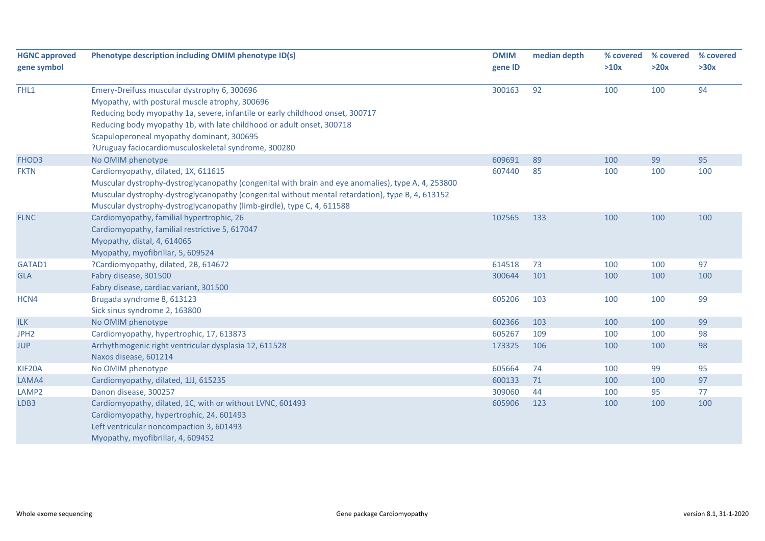| HGNC approved gene symbol | Phenotype description including OMIM phenotype ID(s) | OMIM gene ID | median depth | % covered >10x | % covered >20x | % covered >30x |
|---|---|---|---|---|---|---|
| FHL1 | Emery-Dreifuss muscular dystrophy 6, 300696<br>Myopathy, with postural muscle atrophy, 300696<br>Reducing body myopathy 1a, severe, infantile or early childhood onset, 300717<br>Reducing body myopathy 1b, with late childhood or adult onset, 300718<br>Scapuloperoneal myopathy dominant, 300695<br>?Uruguay faciocardiomusculoskeletal syndrome, 300280 | 300163 | 92 | 100 | 100 | 94 |
| FHOD3 | No OMIM phenotype | 609691 | 89 | 100 | 99 | 95 |
| FKTN | Cardiomyopathy, dilated, 1X, 611615<br>Muscular dystrophy-dystroglycanopathy (congenital with brain and eye anomalies), type A, 4, 253800<br>Muscular dystrophy-dystroglycanopathy (congenital without mental retardation), type B, 4, 613152<br>Muscular dystrophy-dystroglycanopathy (limb-girdle), type C, 4, 611588 | 607440 | 85 | 100 | 100 | 100 |
| FLNC | Cardiomyopathy, familial hypertrophic, 26<br>Cardiomyopathy, familial restrictive 5, 617047<br>Myopathy, distal, 4, 614065<br>Myopathy, myofibrillar, 5, 609524 | 102565 | 133 | 100 | 100 | 100 |
| GATAD1 | ?Cardiomyopathy, dilated, 2B, 614672 | 614518 | 73 | 100 | 100 | 97 |
| GLA | Fabry disease, 301500<br>Fabry disease, cardiac variant, 301500 | 300644 | 101 | 100 | 100 | 100 |
| HCN4 | Brugada syndrome 8, 613123<br>Sick sinus syndrome 2, 163800 | 605206 | 103 | 100 | 100 | 99 |
| ILK | No OMIM phenotype | 602366 | 103 | 100 | 100 | 99 |
| JPH2 | Cardiomyopathy, hypertrophic, 17, 613873 | 605267 | 109 | 100 | 100 | 98 |
| JUP | Arrhythmogenic right ventricular dysplasia 12, 611528<br>Naxos disease, 601214 | 173325 | 106 | 100 | 100 | 98 |
| KIF20A | No OMIM phenotype | 605664 | 74 | 100 | 99 | 95 |
| LAMA4 | Cardiomyopathy, dilated, 1JJ, 615235 | 600133 | 71 | 100 | 100 | 97 |
| LAMP2 | Danon disease, 300257 | 309060 | 44 | 100 | 95 | 77 |
| LDB3 | Cardiomyopathy, dilated, 1C, with or without LVNC, 601493<br>Cardiomyopathy, hypertrophic, 24, 601493<br>Left ventricular noncompaction 3, 601493<br>Myopathy, myofibrillar, 4, 609452 | 605906 | 123 | 100 | 100 | 100 |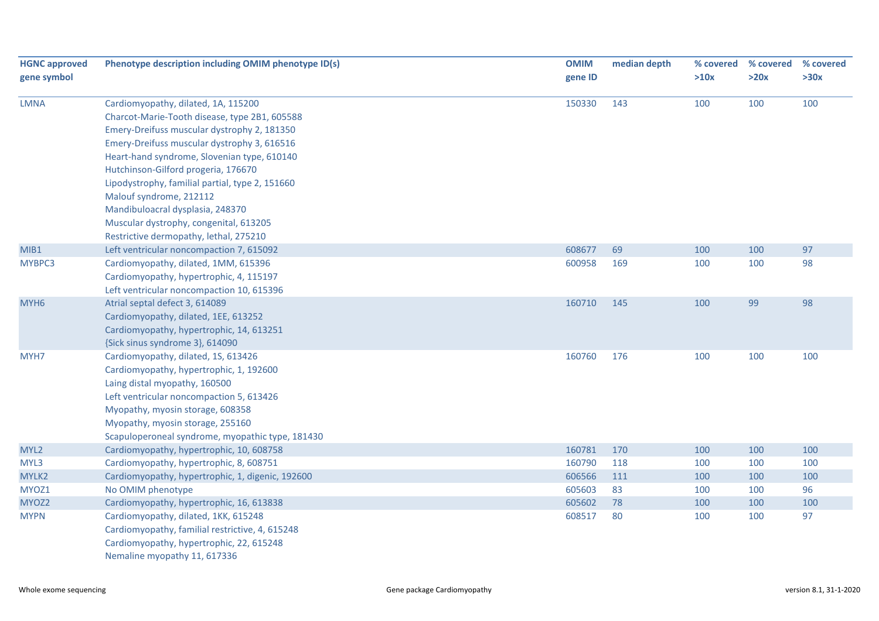| HGNC approved gene symbol | Phenotype description including OMIM phenotype ID(s) | OMIM gene ID | median depth | % covered >10x | % covered >20x | % covered >30x |
|---|---|---|---|---|---|---|
| LMNA | Cardiomyopathy, dilated, 1A, 115200<br>Charcot-Marie-Tooth disease, type 2B1, 605588<br>Emery-Dreifuss muscular dystrophy 2, 181350<br>Emery-Dreifuss muscular dystrophy 3, 616516<br>Heart-hand syndrome, Slovenian type, 610140<br>Hutchinson-Gilford progeria, 176670<br>Lipodystrophy, familial partial, type 2, 151660<br>Malouf syndrome, 212112<br>Mandibuloacral dysplasia, 248370<br>Muscular dystrophy, congenital, 613205<br>Restrictive dermopathy, lethal, 275210 | 150330 | 143 | 100 | 100 | 100 |
| MIB1 | Left ventricular noncompaction 7, 615092 | 608677 | 69 | 100 | 100 | 97 |
| MYBPC3 | Cardiomyopathy, dilated, 1MM, 615396<br>Cardiomyopathy, hypertrophic, 4, 115197<br>Left ventricular noncompaction 10, 615396 | 600958 | 169 | 100 | 100 | 98 |
| MYH6 | Atrial septal defect 3, 614089<br>Cardiomyopathy, dilated, 1EE, 613252<br>Cardiomyopathy, hypertrophic, 14, 613251<br>{Sick sinus syndrome 3}, 614090 | 160710 | 145 | 100 | 99 | 98 |
| MYH7 | Cardiomyopathy, dilated, 1S, 613426<br>Cardiomyopathy, hypertrophic, 1, 192600<br>Laing distal myopathy, 160500<br>Left ventricular noncompaction 5, 613426<br>Myopathy, myosin storage, 608358<br>Myopathy, myosin storage, 255160<br>Scapuloperoneal syndrome, myopathic type, 181430 | 160760 | 176 | 100 | 100 | 100 |
| MYL2 | Cardiomyopathy, hypertrophic, 10, 608758 | 160781 | 170 | 100 | 100 | 100 |
| MYL3 | Cardiomyopathy, hypertrophic, 8, 608751 | 160790 | 118 | 100 | 100 | 100 |
| MYLK2 | Cardiomyopathy, hypertrophic, 1, digenic, 192600 | 606566 | 111 | 100 | 100 | 100 |
| MYOZ1 | No OMIM phenotype | 605603 | 83 | 100 | 100 | 96 |
| MYOZ2 | Cardiomyopathy, hypertrophic, 16, 613838 | 605602 | 78 | 100 | 100 | 100 |
| MYPN | Cardiomyopathy, dilated, 1KK, 615248<br>Cardiomyopathy, familial restrictive, 4, 615248<br>Cardiomyopathy, hypertrophic, 22, 615248<br>Nemaline myopathy 11, 617336 | 608517 | 80 | 100 | 100 | 97 |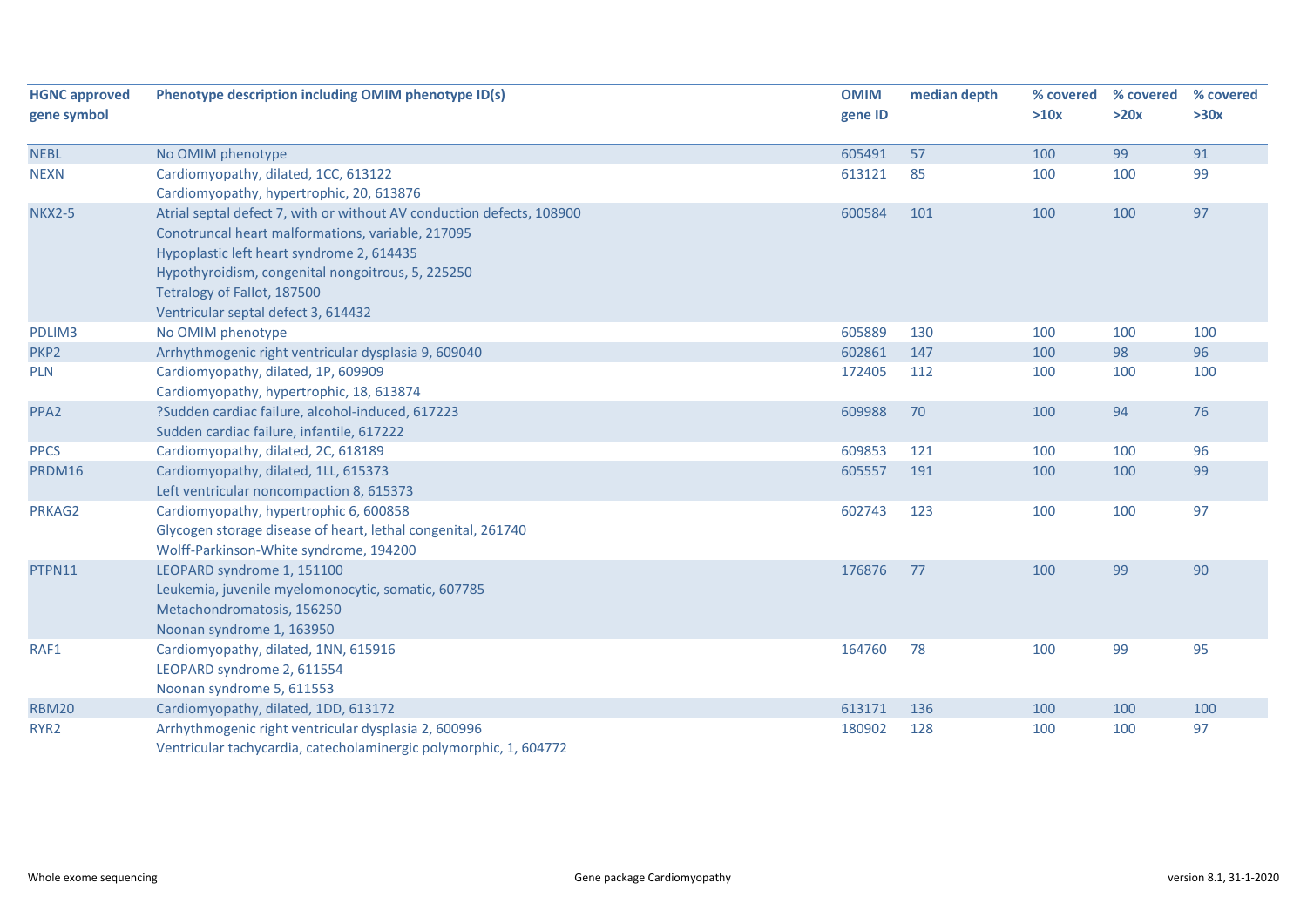| HGNC approved gene symbol | Phenotype description including OMIM phenotype ID(s) | OMIM gene ID | median depth | % covered >10x | % covered >20x | % covered >30x |
|---|---|---|---|---|---|---|
| NEBL | No OMIM phenotype | 605491 | 57 | 100 | 99 | 91 |
| NEXN | Cardiomyopathy, dilated, 1CC, 613122<br>Cardiomyopathy, hypertrophic, 20, 613876 | 613121 | 85 | 100 | 100 | 99 |
| NKX2-5 | Atrial septal defect 7, with or without AV conduction defects, 108900<br>Conotruncal heart malformations, variable, 217095<br>Hypoplastic left heart syndrome 2, 614435<br>Hypothyroidism, congenital nongoitrous, 5, 225250<br>Tetralogy of Fallot, 187500<br>Ventricular septal defect 3, 614432 | 600584 | 101 | 100 | 100 | 97 |
| PDLIM3 | No OMIM phenotype | 605889 | 130 | 100 | 100 | 100 |
| PKP2 | Arrhythmogenic right ventricular dysplasia 9, 609040 | 602861 | 147 | 100 | 98 | 96 |
| PLN | Cardiomyopathy, dilated, 1P, 609909<br>Cardiomyopathy, hypertrophic, 18, 613874 | 172405 | 112 | 100 | 100 | 100 |
| PPA2 | ?Sudden cardiac failure, alcohol-induced, 617223<br>Sudden cardiac failure, infantile, 617222 | 609988 | 70 | 100 | 94 | 76 |
| PPCS | Cardiomyopathy, dilated, 2C, 618189 | 609853 | 121 | 100 | 100 | 96 |
| PRDM16 | Cardiomyopathy, dilated, 1LL, 615373<br>Left ventricular noncompaction 8, 615373 | 605557 | 191 | 100 | 100 | 99 |
| PRKAG2 | Cardiomyopathy, hypertrophic 6, 600858<br>Glycogen storage disease of heart, lethal congenital, 261740<br>Wolff-Parkinson-White syndrome, 194200 | 602743 | 123 | 100 | 100 | 97 |
| PTPN11 | LEOPARD syndrome 1, 151100<br>Leukemia, juvenile myelomonocytic, somatic, 607785<br>Metachondromatosis, 156250<br>Noonan syndrome 1, 163950 | 176876 | 77 | 100 | 99 | 90 |
| RAF1 | Cardiomyopathy, dilated, 1NN, 615916<br>LEOPARD syndrome 2, 611554<br>Noonan syndrome 5, 611553 | 164760 | 78 | 100 | 99 | 95 |
| RBM20 | Cardiomyopathy, dilated, 1DD, 613172 | 613171 | 136 | 100 | 100 | 100 |
| RYR2 | Arrhythmogenic right ventricular dysplasia 2, 600996<br>Ventricular tachycardia, catecholaminergic polymorphic, 1, 604772 | 180902 | 128 | 100 | 100 | 97 |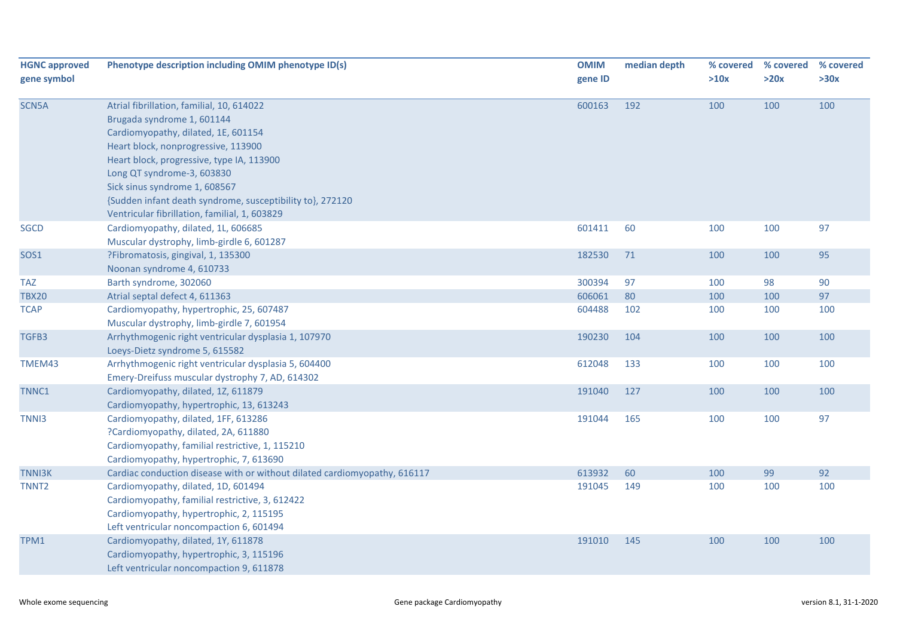| HGNC approved gene symbol | Phenotype description including OMIM phenotype ID(s) | OMIM gene ID | median depth | % covered >10x | % covered >20x | % covered >30x |
|---|---|---|---|---|---|---|
| SCN5A | Atrial fibrillation, familial, 10, 614022<br>Brugada syndrome 1, 601144<br>Cardiomyopathy, dilated, 1E, 601154<br>Heart block, nonprogressive, 113900<br>Heart block, progressive, type IA, 113900<br>Long QT syndrome-3, 603830<br>Sick sinus syndrome 1, 608567<br>{Sudden infant death syndrome, susceptibility to}, 272120<br>Ventricular fibrillation, familial, 1, 603829 | 600163 | 192 | 100 | 100 | 100 |
| SGCD | Cardiomyopathy, dilated, 1L, 606685<br>Muscular dystrophy, limb-girdle 6, 601287 | 601411 | 60 | 100 | 100 | 97 |
| SOS1 | ?Fibromatosis, gingival, 1, 135300<br>Noonan syndrome 4, 610733 | 182530 | 71 | 100 | 100 | 95 |
| TAZ | Barth syndrome, 302060 | 300394 | 97 | 100 | 98 | 90 |
| TBX20 | Atrial septal defect 4, 611363 | 606061 | 80 | 100 | 100 | 97 |
| TCAP | Cardiomyopathy, hypertrophic, 25, 607487<br>Muscular dystrophy, limb-girdle 7, 601954 | 604488 | 102 | 100 | 100 | 100 |
| TGFB3 | Arrhythmogenic right ventricular dysplasia 1, 107970<br>Loeys-Dietz syndrome 5, 615582 | 190230 | 104 | 100 | 100 | 100 |
| TMEM43 | Arrhythmogenic right ventricular dysplasia 5, 604400<br>Emery-Dreifuss muscular dystrophy 7, AD, 614302 | 612048 | 133 | 100 | 100 | 100 |
| TNNC1 | Cardiomyopathy, dilated, 1Z, 611879<br>Cardiomyopathy, hypertrophic, 13, 613243 | 191040 | 127 | 100 | 100 | 100 |
| TNNI3 | Cardiomyopathy, dilated, 1FF, 613286<br>?Cardiomyopathy, dilated, 2A, 611880<br>Cardiomyopathy, familial restrictive, 1, 115210<br>Cardiomyopathy, hypertrophic, 7, 613690 | 191044 | 165 | 100 | 100 | 97 |
| TNNI3K | Cardiac conduction disease with or without dilated cardiomyopathy, 616117 | 613932 | 60 | 100 | 99 | 92 |
| TNNT2 | Cardiomyopathy, dilated, 1D, 601494<br>Cardiomyopathy, familial restrictive, 3, 612422<br>Cardiomyopathy, hypertrophic, 2, 115195<br>Left ventricular noncompaction 6, 601494 | 191045 | 149 | 100 | 100 | 100 |
| TPM1 | Cardiomyopathy, dilated, 1Y, 611878<br>Cardiomyopathy, hypertrophic, 3, 115196<br>Left ventricular noncompaction 9, 611878 | 191010 | 145 | 100 | 100 | 100 |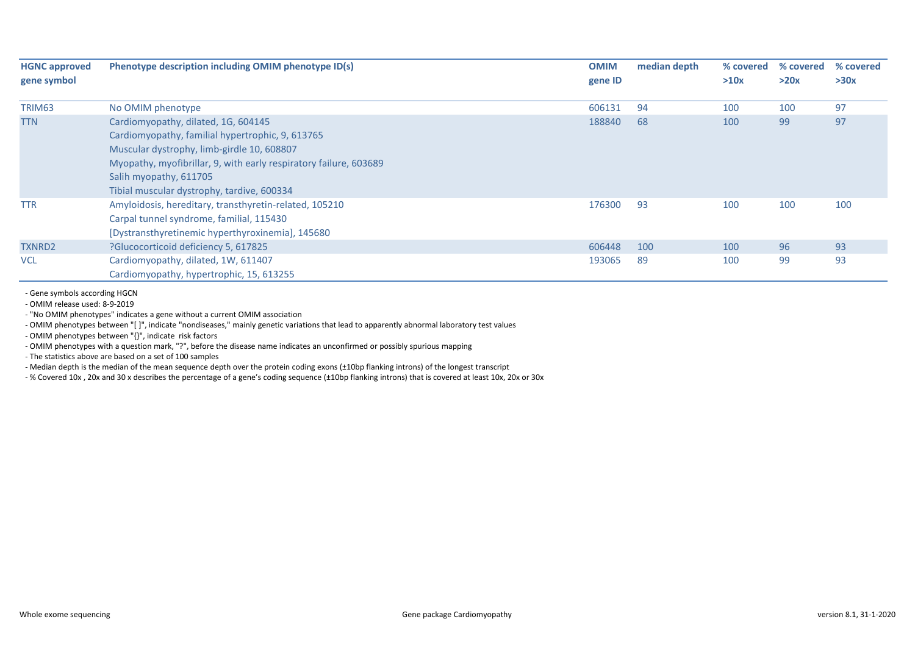| HGNC approved gene symbol | Phenotype description including OMIM phenotype ID(s) | OMIM gene ID | median depth | % covered >10x | % covered >20x | % covered >30x |
|---|---|---|---|---|---|---|
| TRIM63 | No OMIM phenotype | 606131 | 94 | 100 | 100 | 97 |
| TTN | Cardiomyopathy, dilated, 1G, 604145<br>Cardiomyopathy, familial hypertrophic, 9, 613765<br>Muscular dystrophy, limb-girdle 10, 608807<br>Myopathy, myofibrillar, 9, with early respiratory failure, 603689<br>Salih myopathy, 611705<br>Tibial muscular dystrophy, tardive, 600334 | 188840 | 68 | 100 | 99 | 97 |
| TTR | Amyloidosis, hereditary, transthyretin-related, 105210<br>Carpal tunnel syndrome, familial, 115430<br>[Dystransthyretinemic hyperthyroxinemia], 145680 | 176300 | 93 | 100 | 100 | 100 |
| TXNRD2 | ?Glucocorticoid deficiency 5, 617825 | 606448 | 100 | 100 | 96 | 93 |
| VCL | Cardiomyopathy, dilated, 1W, 611407<br>Cardiomyopathy, hypertrophic, 15, 613255 | 193065 | 89 | 100 | 99 | 93 |

- Gene symbols according HGCN
- OMIM release used: 8-9-2019
- "No OMIM phenotypes" indicates a gene without a current OMIM association
- OMIM phenotypes between "[ ]", indicate "nondiseases," mainly genetic variations that lead to apparently abnormal laboratory test values
- OMIM phenotypes between "{}", indicate risk factors
- OMIM phenotypes with a question mark, "?", before the disease name indicates an unconfirmed or possibly spurious mapping
- The statistics above are based on a set of 100 samples
- Median depth is the median of the mean sequence depth over the protein coding exons (±10bp flanking introns) of the longest transcript
- % Covered 10x , 20x and 30 x describes the percentage of a gene's coding sequence (±10bp flanking introns) that is covered at least 10x, 20x or 30x